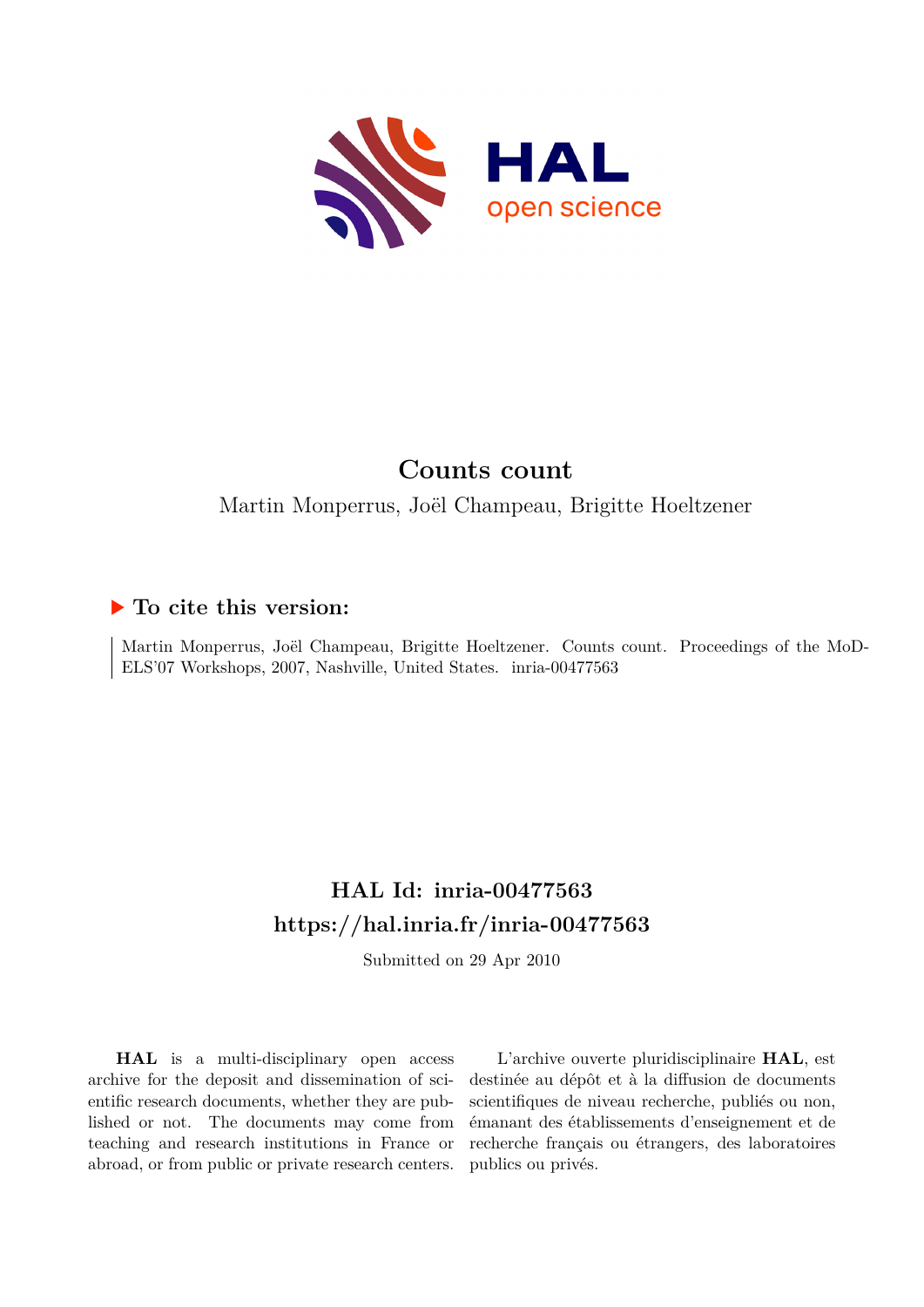# Counts count

Martin Monperrus, Joël Champeau, Brigitte Hoeltzener

## ▶ To cite this version:

Martin Monperrus, Joël Champeau, Brigitte Hoeltzener. Counts count. Proceedings of the MoDELS'07 Workshops, 2007, Nashville, United States. inria-00477563

## HAL Id: inria-00477563
## https://hal.inria.fr/inria-00477563

Submitted on 29 Apr 2010

**HAL** is a multi-disciplinary open access archive for the deposit and dissemination of scientific research documents, whether they are published or not. The documents may come from teaching and research institutions in France or abroad, or from public or private research centers.

L'archive ouverte pluridisciplinaire **HAL**, est destinée au dépôt et à la diffusion de documents scientifiques de niveau recherche, publiés ou non, émanant des établissements d'enseignement et de recherche français ou étrangers, des laboratoires publics ou privés.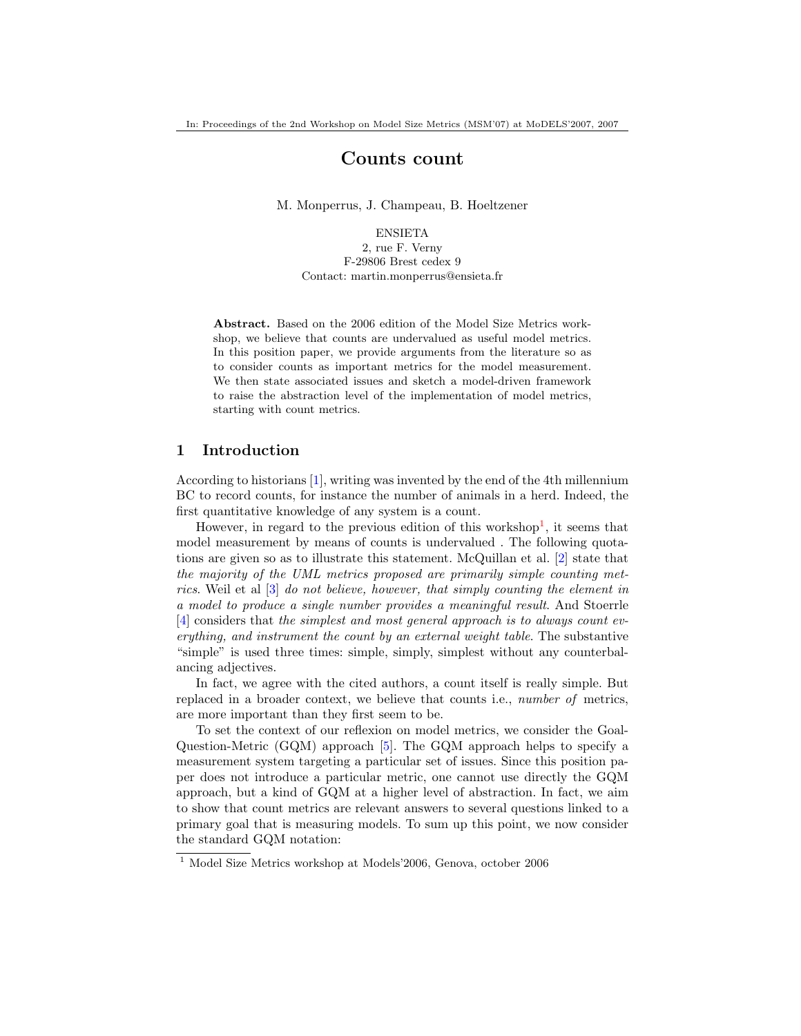# Counts count

M. Monperrus, J. Champeau, B. Hoeltzener

ENSIETA  
2, rue F. Verny  
F-29806 Brest cedex 9  
Contact: martin.monperrus@ensieta.fr

**Abstract.** Based on the 2006 edition of the Model Size Metrics workshop, we believe that counts are undervalued as useful model metrics. In this position paper, we provide arguments from the literature so as to consider counts as important metrics for the model measurement. We then state associated issues and sketch a model-driven framework to raise the abstraction level of the implementation of model metrics, starting with count metrics.

## 1 Introduction

According to historians [1], writing was invented by the end of the 4th millennium BC to record counts, for instance the number of animals in a herd. Indeed, the first quantitative knowledge of any system is a count.

However, in regard to the previous edition of this workshop[1], it seems that model measurement by means of counts is undervalued . The following quotations are given so as to illustrate this statement. McQuillan et al. [2] state that *the majority of the UML metrics proposed are primarily simple counting metrics*. Weil et al [3] *do not believe, however, that simply counting the element in a model to produce a single number provides a meaningful result*. And Stoerrle [4] considers that *the simplest and most general approach is to always count everything, and instrument the count by an external weight table*. The substantive "simple" is used three times: simple, simply, simplest without any counterbalancing adjectives.

In fact, we agree with the cited authors, a count itself is really simple. But replaced in a broader context, we believe that counts i.e., *number of* metrics, are more important than they first seem to be.

To set the context of our reflexion on model metrics, we consider the Goal-Question-Metric (GQM) approach [5]. The GQM approach helps to specify a measurement system targeting a particular set of issues. Since this position paper does not introduce a particular metric, one cannot use directly the GQM approach, but a kind of GQM at a higher level of abstraction. In fact, we aim to show that count metrics are relevant answers to several questions linked to a primary goal that is measuring models. To sum up this point, we now consider the standard GQM notation:

[1] Model Size Metrics workshop at Models'2006, Genova, october 2006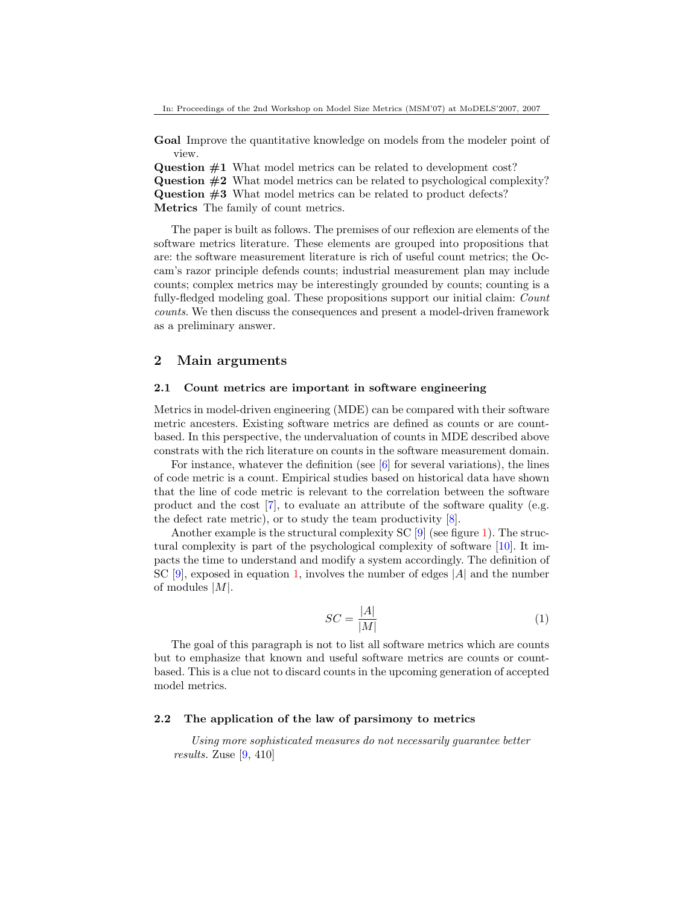**Goal** Improve the quantitative knowledge on models from the modeler point of view.
**Question #1** What model metrics can be related to development cost?
**Question #2** What model metrics can be related to psychological complexity?
**Question #3** What model metrics can be related to product defects?
**Metrics** The family of count metrics.

The paper is built as follows. The premises of our reflexion are elements of the software metrics literature. These elements are grouped into propositions that are: the software measurement literature is rich of useful count metrics; the Occam's razor principle defends counts; industrial measurement plan may include counts; complex metrics may be interestingly grounded by counts; counting is a fully-fledged modeling goal. These propositions support our initial claim: *Count counts*. We then discuss the consequences and present a model-driven framework as a preliminary answer.

## 2 Main arguments

### 2.1 Count metrics are important in software engineering

Metrics in model-driven engineering (MDE) can be compared with their software metric ancesters. Existing software metrics are defined as counts or are count-based. In this perspective, the undervaluation of counts in MDE described above constrats with the rich literature on counts in the software measurement domain.

For instance, whatever the definition (see [6] for several variations), the lines of code metric is a count. Empirical studies based on historical data have shown that the line of code metric is relevant to the correlation between the software product and the cost [7], to evaluate an attribute of the software quality (e.g. the defect rate metric), or to study the team productivity [8].

Another example is the structural complexity SC [9] (see figure 1). The structural complexity is part of the psychological complexity of software [10]. It impacts the time to understand and modify a system accordingly. The definition of SC [9], exposed in equation 1, involves the number of edges $|A|$ and the number of modules $|M|$.

$$SC = \frac{|A|}{|M|} \tag{1}$$

The goal of this paragraph is not to list all software metrics which are counts but to emphasize that known and useful software metrics are counts or count-based. This is a clue not to discard counts in the upcoming generation of accepted model metrics.

### 2.2 The application of the law of parsimony to metrics

> *Using more sophisticated measures do not necessarily guarantee better results.* Zuse [9, 410]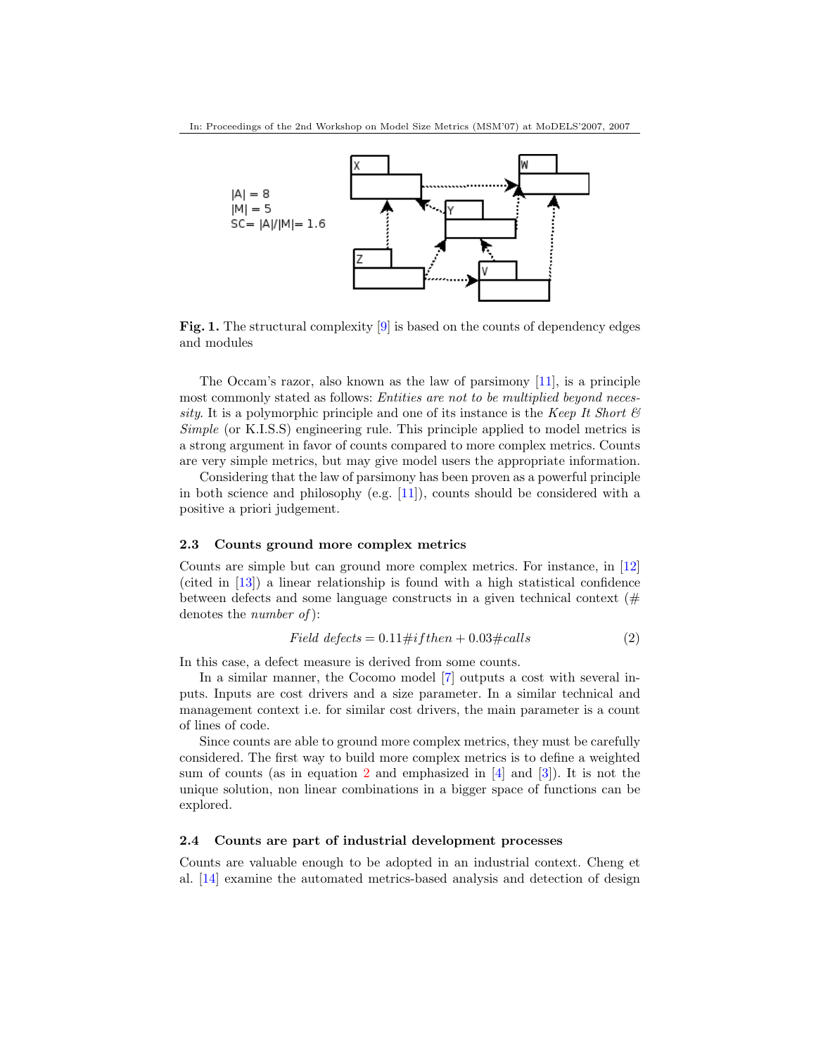|A| = 8
|M| = 5
SC= |A|/|M|= 1.6

**Fig. 1.** The structural complexity [9] is based on the counts of dependency edges and modules

The Occam's razor, also known as the law of parsimony [11], is a principle most commonly stated as follows: *Entities are not to be multiplied beyond necessity*. It is a polymorphic principle and one of its instance is the *Keep It Short & Simple* (or K.I.S.S) engineering rule. This principle applied to model metrics is a strong argument in favor of counts compared to more complex metrics. Counts are very simple metrics, but may give model users the appropriate information.

Considering that the law of parsimony has been proven as a powerful principle in both science and philosophy (e.g. [11]), counts should be considered with a positive a priori judgement.

### 2.3 Counts ground more complex metrics

Counts are simple but can ground more complex metrics. For instance, in [12] (cited in [13]) a linear relationship is found with a high statistical confidence between defects and some language constructs in a given technical context (# denotes the *number of*):

$$Field\ defects = 0.11\#ifthen + 0.03\#calls \tag{2}$$

In this case, a defect measure is derived from some counts.

In a similar manner, the Cocomo model [7] outputs a cost with several inputs. Inputs are cost drivers and a size parameter. In a similar technical and management context i.e. for similar cost drivers, the main parameter is a count of lines of code.

Since counts are able to ground more complex metrics, they must be carefully considered. The first way to build more complex metrics is to define a weighted sum of counts (as in equation 2 and emphasized in [4] and [3]). It is not the unique solution, non linear combinations in a bigger space of functions can be explored.

### 2.4 Counts are part of industrial development processes

Counts are valuable enough to be adopted in an industrial context. Cheng et al. [14] examine the automated metrics-based analysis and detection of design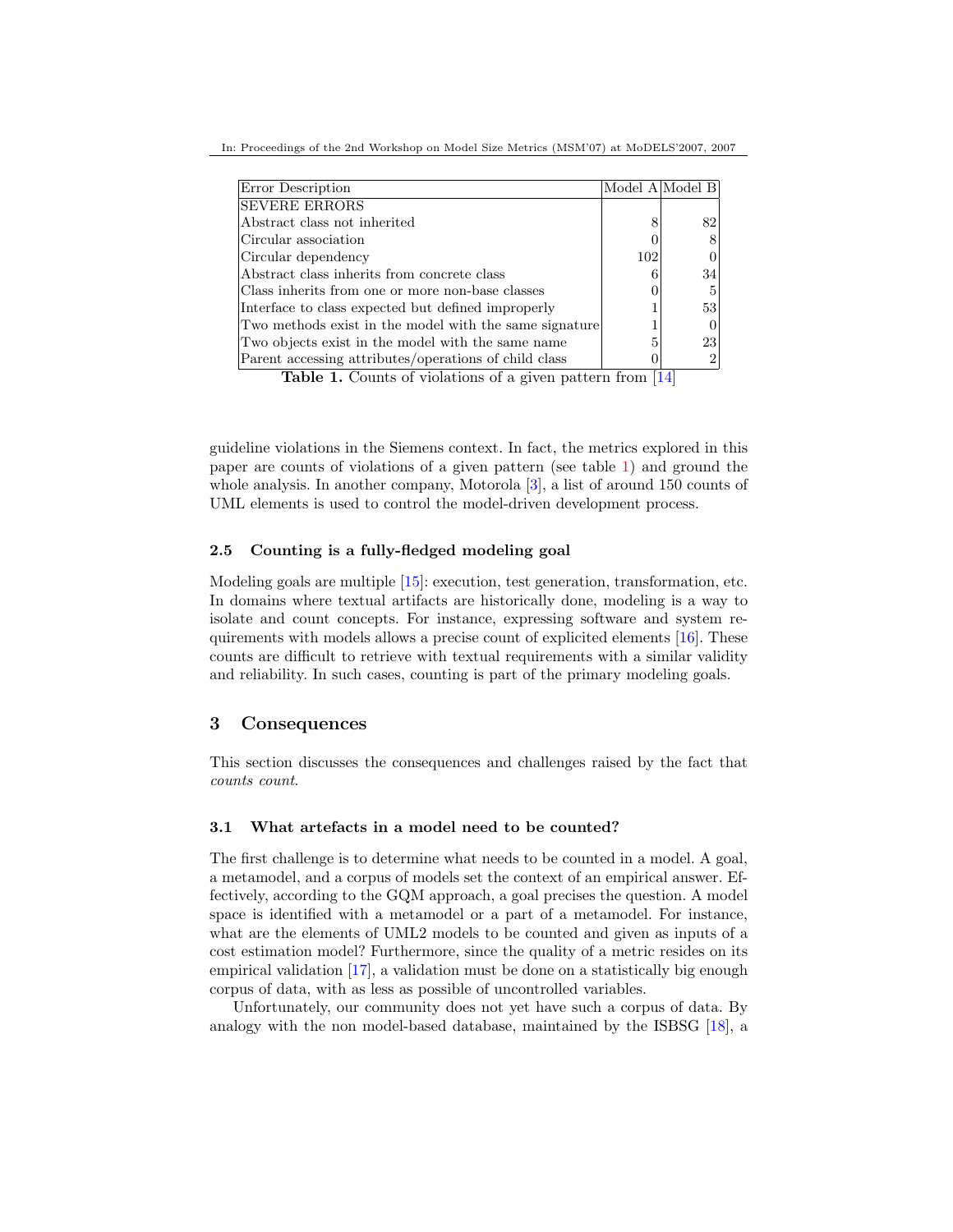| Error Description | Model A | Model B |
|---|---|---|
| SEVERE ERRORS | | |
| Abstract class not inherited | 8 | 82 |
| Circular association | 0 | 8 |
| Circular dependency | 102 | 0 |
| Abstract class inherits from concrete class | 6 | 34 |
| Class inherits from one or more non-base classes | 0 | 5 |
| Interface to class expected but defined improperly | 1 | 53 |
| Two methods exist in the model with the same signature | 1 | 0 |
| Two objects exist in the model with the same name | 5 | 23 |
| Parent accessing attributes/operations of child class | 0 | 2 |

**Table 1.** Counts of violations of a given pattern from [14]

guideline violations in the Siemens context. In fact, the metrics explored in this paper are counts of violations of a given pattern (see table 1) and ground the whole analysis. In another company, Motorola [3], a list of around 150 counts of UML elements is used to control the model-driven development process.

### 2.5 Counting is a fully-fledged modeling goal

Modeling goals are multiple [15]: execution, test generation, transformation, etc. In domains where textual artifacts are historically done, modeling is a way to isolate and count concepts. For instance, expressing software and system requirements with models allows a precise count of explicited elements [16]. These counts are difficult to retrieve with textual requirements with a similar validity and reliability. In such cases, counting is part of the primary modeling goals.

## 3 Consequences

This section discusses the consequences and challenges raised by the fact that *counts count*.

### 3.1 What artefacts in a model need to be counted?

The first challenge is to determine what needs to be counted in a model. A goal, a metamodel, and a corpus of models set the context of an empirical answer. Effectively, according to the GQM approach, a goal precises the question. A model space is identified with a metamodel or a part of a metamodel. For instance, what are the elements of UML2 models to be counted and given as inputs of a cost estimation model? Furthermore, since the quality of a metric resides on its empirical validation [17], a validation must be done on a statistically big enough corpus of data, with as less as possible of uncontrolled variables.

Unfortunately, our community does not yet have such a corpus of data. By analogy with the non model-based database, maintained by the ISBSG [18], a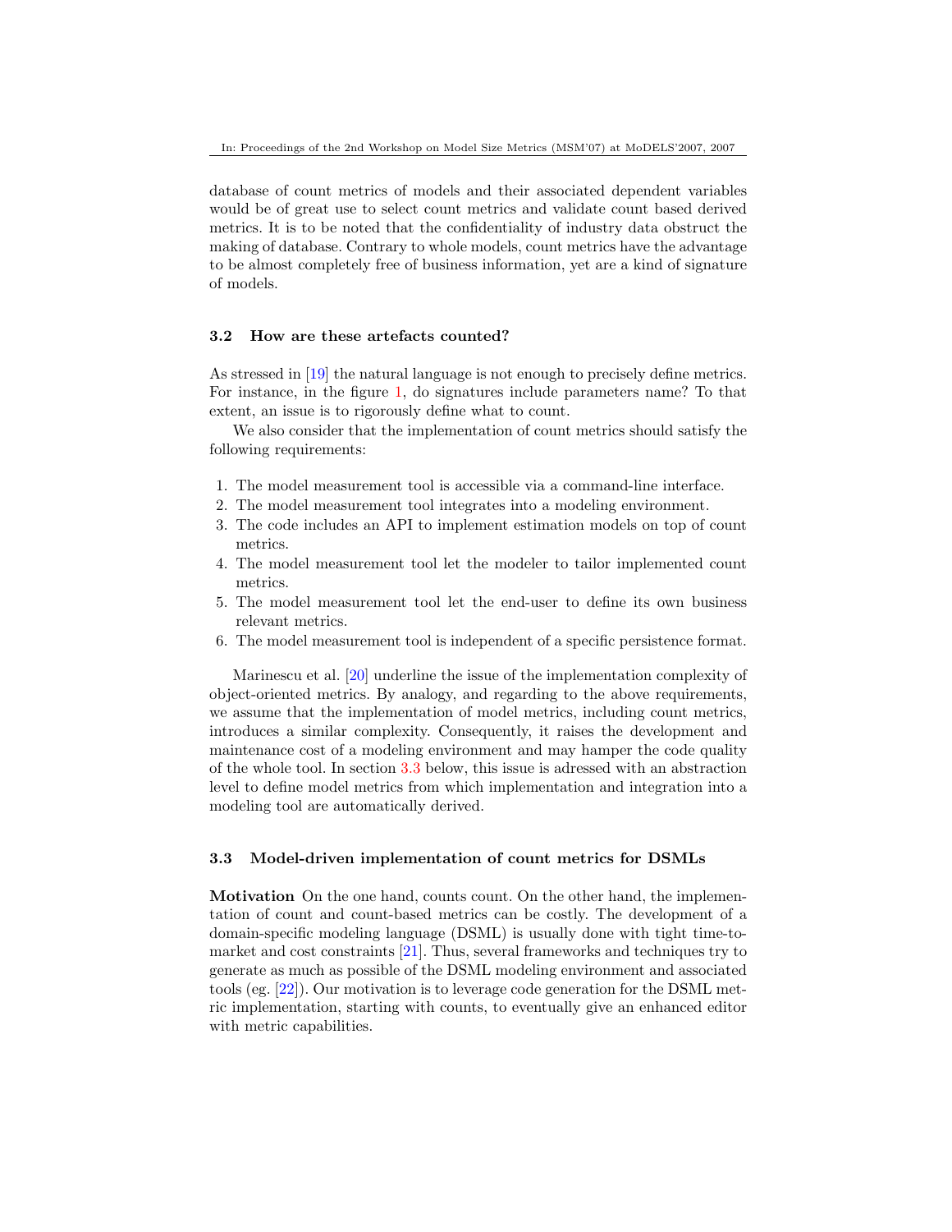database of count metrics of models and their associated dependent variables would be of great use to select count metrics and validate count based derived metrics. It is to be noted that the confidentiality of industry data obstruct the making of database. Contrary to whole models, count metrics have the advantage to be almost completely free of business information, yet are a kind of signature of models.

### 3.2 How are these artefacts counted?

As stressed in [19] the natural language is not enough to precisely define metrics. For instance, in the figure 1, do signatures include parameters name? To that extent, an issue is to rigorously define what to count.

We also consider that the implementation of count metrics should satisfy the following requirements:

1. The model measurement tool is accessible via a command-line interface.
2. The model measurement tool integrates into a modeling environment.
3. The code includes an API to implement estimation models on top of count metrics.
4. The model measurement tool let the modeler to tailor implemented count metrics.
5. The model measurement tool let the end-user to define its own business relevant metrics.
6. The model measurement tool is independent of a specific persistence format.

Marinescu et al. [20] underline the issue of the implementation complexity of object-oriented metrics. By analogy, and regarding to the above requirements, we assume that the implementation of model metrics, including count metrics, introduces a similar complexity. Consequently, it raises the development and maintenance cost of a modeling environment and may hamper the code quality of the whole tool. In section 3.3 below, this issue is adressed with an abstraction level to define model metrics from which implementation and integration into a modeling tool are automatically derived.

### 3.3 Model-driven implementation of count metrics for DSMLs

**Motivation** On the one hand, counts count. On the other hand, the implementation of count and count-based metrics can be costly. The development of a domain-specific modeling language (DSML) is usually done with tight time-to-market and cost constraints [21]. Thus, several frameworks and techniques try to generate as much as possible of the DSML modeling environment and associated tools (eg. [22]). Our motivation is to leverage code generation for the DSML metric implementation, starting with counts, to eventually give an enhanced editor with metric capabilities.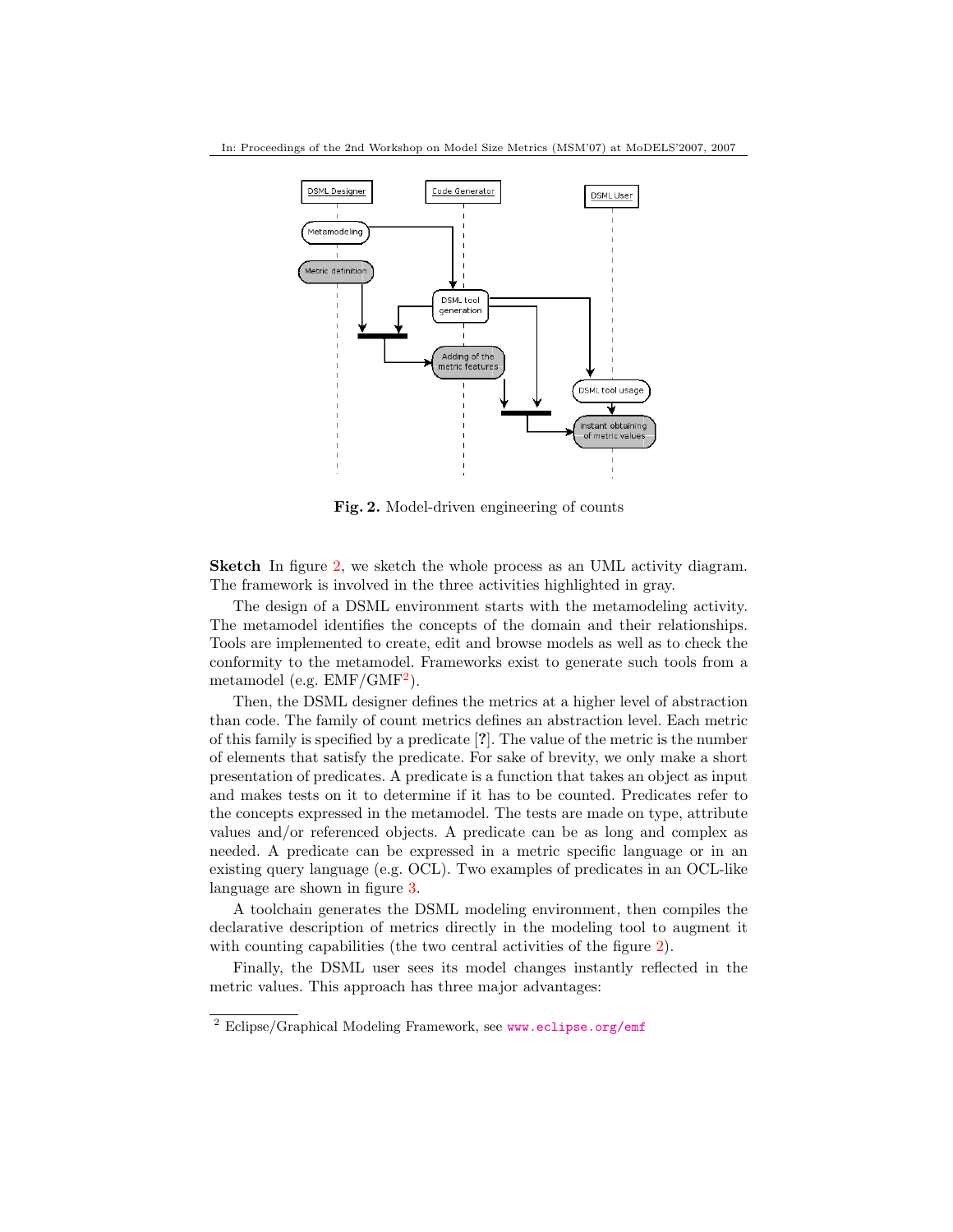**Fig. 2.** Model-driven engineering of counts

**Sketch** In figure 2, we sketch the whole process as an UML activity diagram. The framework is involved in the three activities highlighted in gray.

The design of a DSML environment starts with the metamodeling activity. The metamodel identifies the concepts of the domain and their relationships. Tools are implemented to create, edit and browse models as well as to check the conformity to the metamodel. Frameworks exist to generate such tools from a metamodel (e.g. EMF/GMF[2]).

Then, the DSML designer defines the metrics at a higher level of abstraction than code. The family of count metrics defines an abstraction level. Each metric of this family is specified by a predicate [?]. The value of the metric is the number of elements that satisfy the predicate. For sake of brevity, we only make a short presentation of predicates. A predicate is a function that takes an object as input and makes tests on it to determine if it has to be counted. Predicates refer to the concepts expressed in the metamodel. The tests are made on type, attribute values and/or referenced objects. A predicate can be as long and complex as needed. A predicate can be expressed in a metric specific language or in an existing query language (e.g. OCL). Two examples of predicates in an OCL-like language are shown in figure 3.

A toolchain generates the DSML modeling environment, then compiles the declarative description of metrics directly in the modeling tool to augment it with counting capabilities (the two central activities of the figure 2).

Finally, the DSML user sees its model changes instantly reflected in the metric values. This approach has three major advantages:

[2] Eclipse/Graphical Modeling Framework, see www.eclipse.org/emf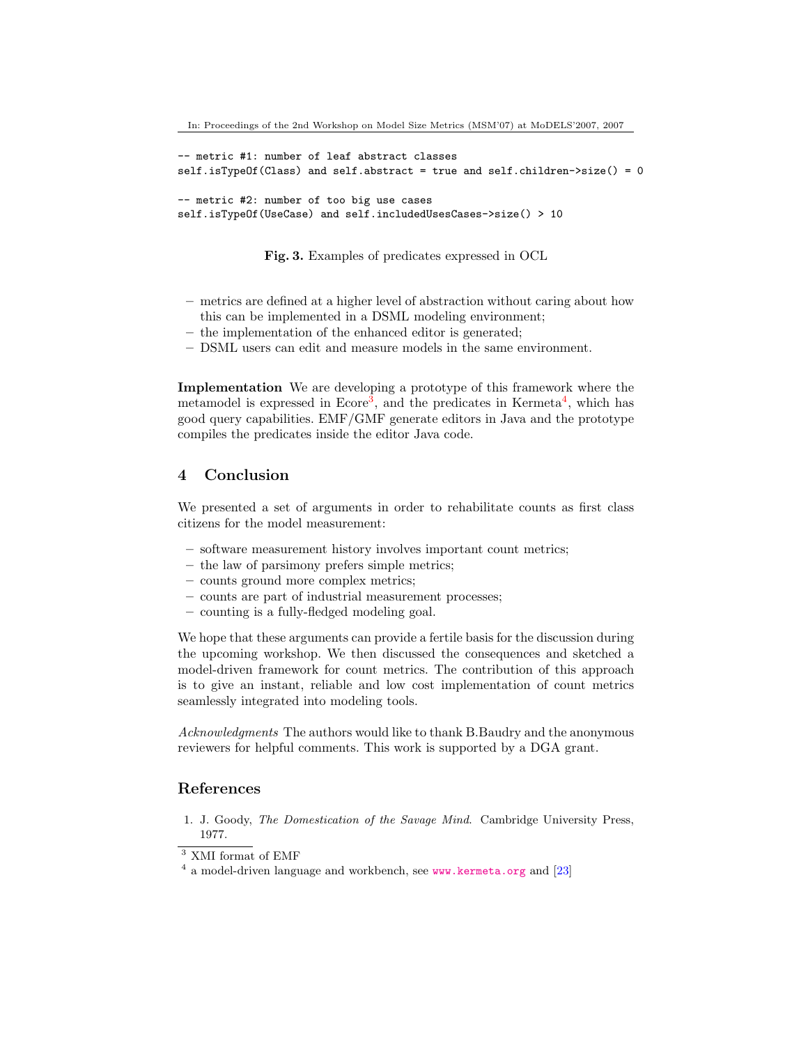```
-- metric #1: number of leaf abstract classes
self.isTypeOf(Class) and self.abstract = true and self.children->size() = 0

-- metric #2: number of too big use cases
self.isTypeOf(UseCase) and self.includedUsesCases->size() > 10
```

**Fig. 3.** Examples of predicates expressed in OCL

- metrics are defined at a higher level of abstraction without caring about how this can be implemented in a DSML modeling environment;
- the implementation of the enhanced editor is generated;
- DSML users can edit and measure models in the same environment.

**Implementation** We are developing a prototype of this framework where the metamodel is expressed in Ecore[3], and the predicates in Kermeta[4], which has good query capabilities. EMF/GMF generate editors in Java and the prototype compiles the predicates inside the editor Java code.

## 4 Conclusion

We presented a set of arguments in order to rehabilitate counts as first class citizens for the model measurement:

- software measurement history involves important count metrics;
- the law of parsimony prefers simple metrics;
- counts ground more complex metrics;
- counts are part of industrial measurement processes;
- counting is a fully-fledged modeling goal.

We hope that these arguments can provide a fertile basis for the discussion during the upcoming workshop. We then discussed the consequences and sketched a model-driven framework for count metrics. The contribution of this approach is to give an instant, reliable and low cost implementation of count metrics seamlessly integrated into modeling tools.

*Acknowledgments* The authors would like to thank B.Baudry and the anonymous reviewers for helpful comments. This work is supported by a DGA grant.

## References

1. J. Goody, *The Domestication of the Savage Mind*. Cambridge University Press, 1977.

[3] XMI format of EMF

[4] a model-driven language and workbench, see www.kermeta.org and [23]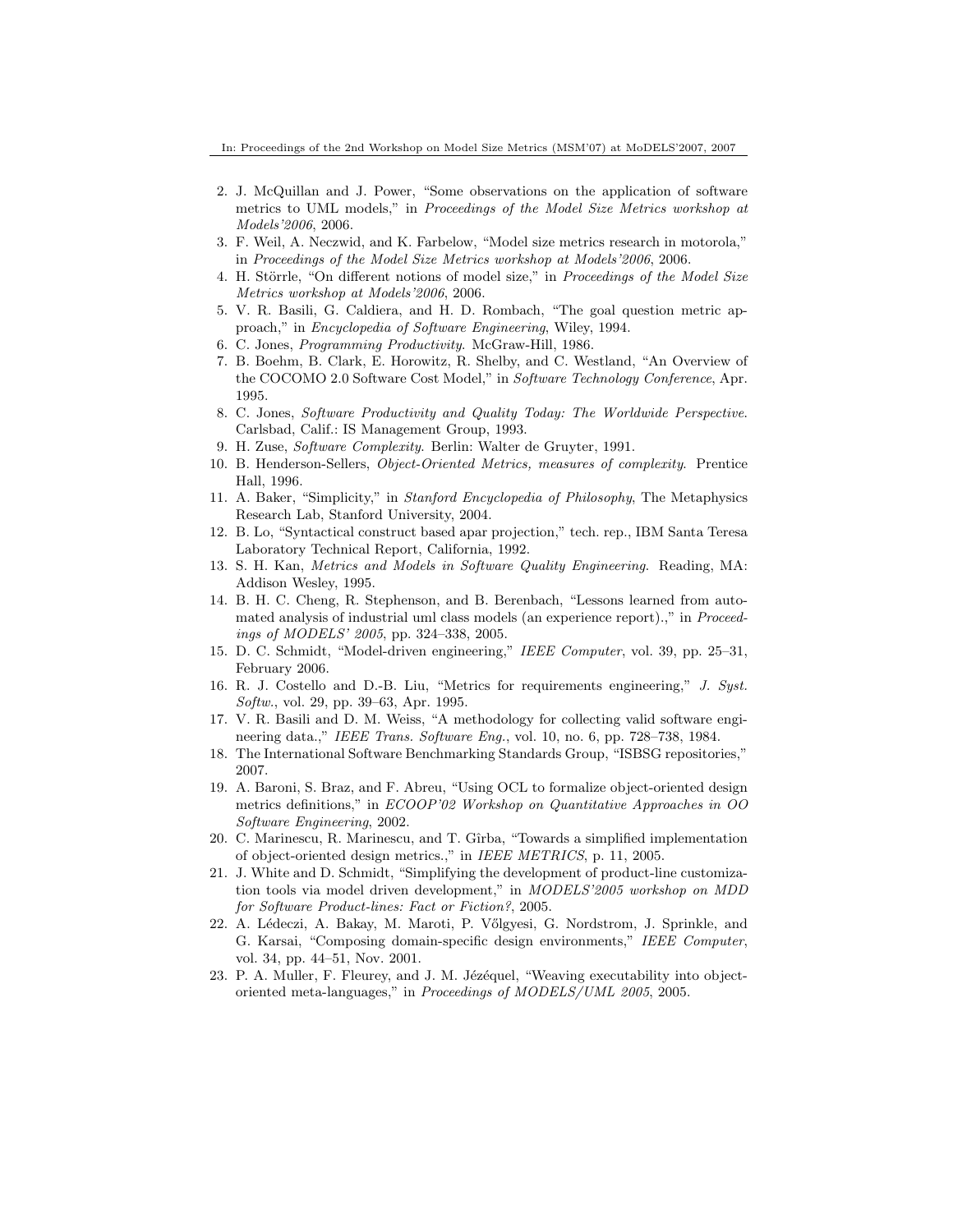2. J. McQuillan and J. Power, "Some observations on the application of software metrics to UML models," in *Proceedings of the Model Size Metrics workshop at Models'2006*, 2006.
3. F. Weil, A. Neczwid, and K. Farbelow, "Model size metrics research in motorola," in *Proceedings of the Model Size Metrics workshop at Models'2006*, 2006.
4. H. Störrle, "On different notions of model size," in *Proceedings of the Model Size Metrics workshop at Models'2006*, 2006.
5. V. R. Basili, G. Caldiera, and H. D. Rombach, "The goal question metric approach," in *Encyclopedia of Software Engineering*, Wiley, 1994.
6. C. Jones, *Programming Productivity*. McGraw-Hill, 1986.
7. B. Boehm, B. Clark, E. Horowitz, R. Shelby, and C. Westland, "An Overview of the COCOMO 2.0 Software Cost Model," in *Software Technology Conference*, Apr. 1995.
8. C. Jones, *Software Productivity and Quality Today: The Worldwide Perspective*. Carlsbad, Calif.: IS Management Group, 1993.
9. H. Zuse, *Software Complexity*. Berlin: Walter de Gruyter, 1991.
10. B. Henderson-Sellers, *Object-Oriented Metrics, measures of complexity*. Prentice Hall, 1996.
11. A. Baker, "Simplicity," in *Stanford Encyclopedia of Philosophy*, The Metaphysics Research Lab, Stanford University, 2004.
12. B. Lo, "Syntactical construct based apar projection," tech. rep., IBM Santa Teresa Laboratory Technical Report, California, 1992.
13. S. H. Kan, *Metrics and Models in Software Quality Engineering*. Reading, MA: Addison Wesley, 1995.
14. B. H. C. Cheng, R. Stephenson, and B. Berenbach, "Lessons learned from automated analysis of industrial uml class models (an experience report).," in *Proceedings of MODELS' 2005*, pp. 324–338, 2005.
15. D. C. Schmidt, "Model-driven engineering," *IEEE Computer*, vol. 39, pp. 25–31, February 2006.
16. R. J. Costello and D.-B. Liu, "Metrics for requirements engineering," *J. Syst. Softw.*, vol. 29, pp. 39–63, Apr. 1995.
17. V. R. Basili and D. M. Weiss, "A methodology for collecting valid software engineering data.," *IEEE Trans. Software Eng.*, vol. 10, no. 6, pp. 728–738, 1984.
18. The International Software Benchmarking Standards Group, "ISBSG repositories," 2007.
19. A. Baroni, S. Braz, and F. Abreu, "Using OCL to formalize object-oriented design metrics definitions," in *ECOOP'02 Workshop on Quantitative Approaches in OO Software Engineering*, 2002.
20. C. Marinescu, R. Marinescu, and T. Gîrba, "Towards a simplified implementation of object-oriented design metrics.," in *IEEE METRICS*, p. 11, 2005.
21. J. White and D. Schmidt, "Simplifying the development of product-line customization tools via model driven development," in *MODELS'2005 workshop on MDD for Software Product-lines: Fact or Fiction?*, 2005.
22. A. Lédeczi, A. Bakay, M. Maroti, P. Vőlgyesi, G. Nordstrom, J. Sprinkle, and G. Karsai, "Composing domain-specific design environments," *IEEE Computer*, vol. 34, pp. 44–51, Nov. 2001.
23. P. A. Muller, F. Fleurey, and J. M. Jézéquel, "Weaving executability into object-oriented meta-languages," in *Proceedings of MODELS/UML 2005*, 2005.